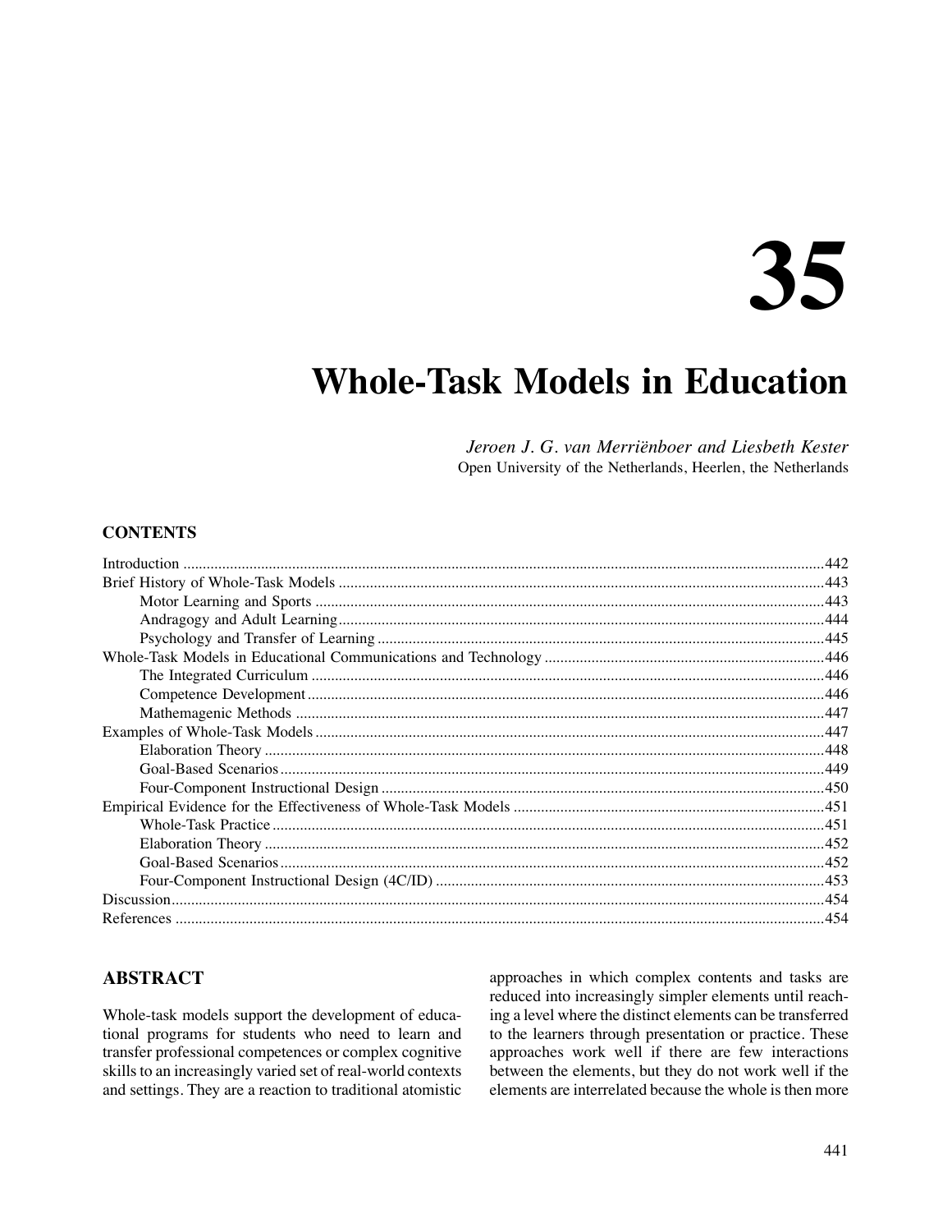# 35

# Whole-Task Models in Education

*Jeroen J. G. van Merriënboer and Liesbeth Kester*
Open University of the Netherlands, Heerlen, the Netherlands

## CONTENTS

Introduction ....................................................................................................................442
Brief History of Whole-Task Models ..............................................................................443
  Motor Learning and Sports ...........................................................................................443
  Andragogy and Adult Learning .....................................................................................444
  Psychology and Transfer of Learning ............................................................................445
Whole-Task Models in Educational Communications and Technology ................................446
  The Integrated Curriculum ...........................................................................................446
  Competence Development ............................................................................................446
  Mathemagenic Methods ...............................................................................................447
Examples of Whole-Task Models ......................................................................................447
  Elaboration Theory ......................................................................................................448
  Goal-Based Scenarios ..................................................................................................449
  Four-Component Instructional Design ..........................................................................450
Empirical Evidence for the Effectiveness of Whole-Task Models .........................................451
  Whole-Task Practice ....................................................................................................451
  Elaboration Theory ......................................................................................................452
  Goal-Based Scenarios ..................................................................................................452
  Four-Component Instructional Design (4C/ID) ...............................................................453
Discussion .......................................................................................................................454
References .......................................................................................................................454

## ABSTRACT

Whole-task models support the development of educational programs for students who need to learn and transfer professional competences or complex cognitive skills to an increasingly varied set of real-world contexts and settings. They are a reaction to traditional atomistic approaches in which complex contents and tasks are reduced into increasingly simpler elements until reaching a level where the distinct elements can be transferred to the learners through presentation or practice. These approaches work well if there are few interactions between the elements, but they do not work well if the elements are interrelated because the whole is then more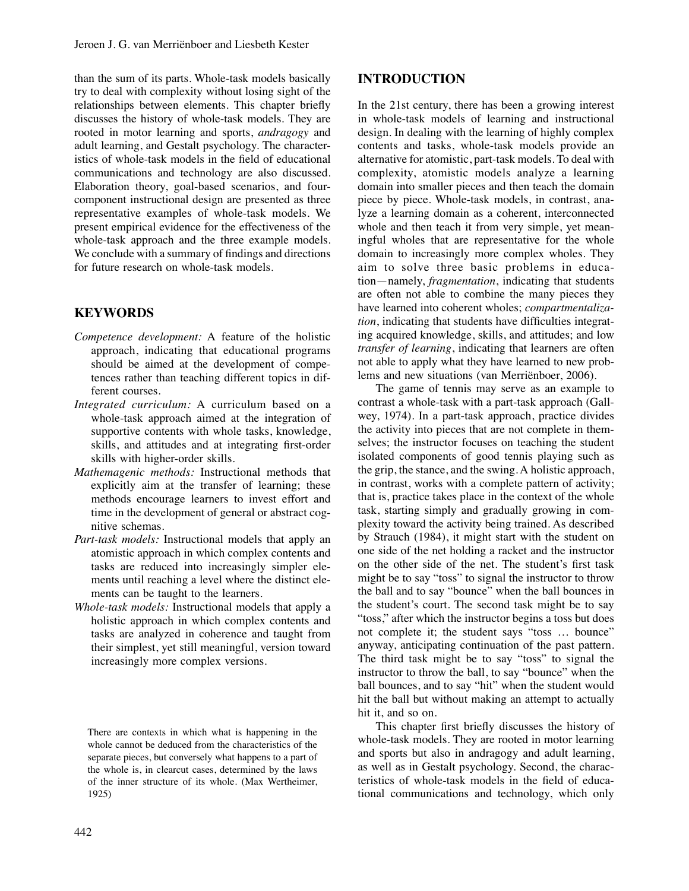than the sum of its parts. Whole-task models basically try to deal with complexity without losing sight of the relationships between elements. This chapter briefly discusses the history of whole-task models. They are rooted in motor learning and sports, *andragogy* and adult learning, and Gestalt psychology. The characteristics of whole-task models in the field of educational communications and technology are also discussed. Elaboration theory, goal-based scenarios, and four-component instructional design are presented as three representative examples of whole-task models. We present empirical evidence for the effectiveness of the whole-task approach and the three example models. We conclude with a summary of findings and directions for future research on whole-task models.

## KEYWORDS

*Competence development:* A feature of the holistic approach, indicating that educational programs should be aimed at the development of competences rather than teaching different topics in different courses.

*Integrated curriculum:* A curriculum based on a whole-task approach aimed at the integration of supportive contents with whole tasks, knowledge, skills, and attitudes and at integrating first-order skills with higher-order skills.

*Mathemagenic methods:* Instructional methods that explicitly aim at the transfer of learning; these methods encourage learners to invest effort and time in the development of general or abstract cognitive schemas.

*Part-task models:* Instructional models that apply an atomistic approach in which complex contents and tasks are reduced into increasingly simpler elements until reaching a level where the distinct elements can be taught to the learners.

*Whole-task models:* Instructional models that apply a holistic approach in which complex contents and tasks are analyzed in coherence and taught from their simplest, yet still meaningful, version toward increasingly more complex versions.

> There are contexts in which what is happening in the whole cannot be deduced from the characteristics of the separate pieces, but conversely what happens to a part of the whole is, in clearcut cases, determined by the laws of the inner structure of its whole. (Max Wertheimer, 1925)

## INTRODUCTION

In the 21st century, there has been a growing interest in whole-task models of learning and instructional design. In dealing with the learning of highly complex contents and tasks, whole-task models provide an alternative for atomistic, part-task models. To deal with complexity, atomistic models analyze a learning domain into smaller pieces and then teach the domain piece by piece. Whole-task models, in contrast, analyze a learning domain as a coherent, interconnected whole and then teach it from very simple, yet meaningful wholes that are representative for the whole domain to increasingly more complex wholes. They aim to solve three basic problems in education—namely, *fragmentation*, indicating that students are often not able to combine the many pieces they have learned into coherent wholes; *compartmentalization*, indicating that students have difficulties integrating acquired knowledge, skills, and attitudes; and low *transfer of learning*, indicating that learners are often not able to apply what they have learned to new problems and new situations (van Merriënboer, 2006).

The game of tennis may serve as an example to contrast a whole-task with a part-task approach (Gallwey, 1974). In a part-task approach, practice divides the activity into pieces that are not complete in themselves; the instructor focuses on teaching the student isolated components of good tennis playing such as the grip, the stance, and the swing. A holistic approach, in contrast, works with a complete pattern of activity; that is, practice takes place in the context of the whole task, starting simply and gradually growing in complexity toward the activity being trained. As described by Strauch (1984), it might start with the student on one side of the net holding a racket and the instructor on the other side of the net. The student's first task might be to say "toss" to signal the instructor to throw the ball and to say "bounce" when the ball bounces in the student's court. The second task might be to say "toss," after which the instructor begins a toss but does not complete it; the student says "toss … bounce" anyway, anticipating continuation of the past pattern. The third task might be to say "toss" to signal the instructor to throw the ball, to say "bounce" when the ball bounces, and to say "hit" when the student would hit the ball but without making an attempt to actually hit it, and so on.

This chapter first briefly discusses the history of whole-task models. They are rooted in motor learning and sports but also in andragogy and adult learning, as well as in Gestalt psychology. Second, the characteristics of whole-task models in the field of educational communications and technology, which only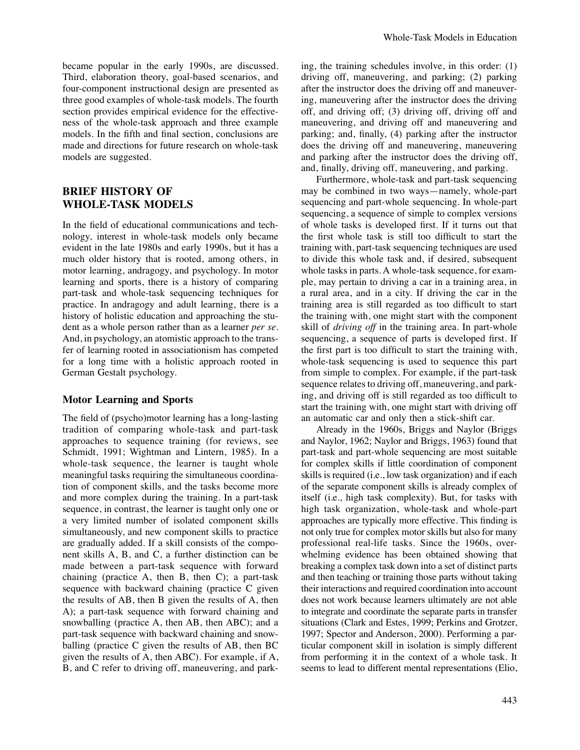became popular in the early 1990s, are discussed. Third, elaboration theory, goal-based scenarios, and four-component instructional design are presented as three good examples of whole-task models. The fourth section provides empirical evidence for the effectiveness of the whole-task approach and three example models. In the fifth and final section, conclusions are made and directions for future research on whole-task models are suggested.

## BRIEF HISTORY OF WHOLE-TASK MODELS

In the field of educational communications and technology, interest in whole-task models only became evident in the late 1980s and early 1990s, but it has a much older history that is rooted, among others, in motor learning, andragogy, and psychology. In motor learning and sports, there is a history of comparing part-task and whole-task sequencing techniques for practice. In andragogy and adult learning, there is a history of holistic education and approaching the student as a whole person rather than as a learner *per se*. And, in psychology, an atomistic approach to the transfer of learning rooted in associationism has competed for a long time with a holistic approach rooted in German Gestalt psychology.

### Motor Learning and Sports

The field of (psycho)motor learning has a long-lasting tradition of comparing whole-task and part-task approaches to sequence training (for reviews, see Schmidt, 1991; Wightman and Lintern, 1985). In a whole-task sequence, the learner is taught whole meaningful tasks requiring the simultaneous coordination of component skills, and the tasks become more and more complex during the training. In a part-task sequence, in contrast, the learner is taught only one or a very limited number of isolated component skills simultaneously, and new component skills to practice are gradually added. If a skill consists of the component skills A, B, and C, a further distinction can be made between a part-task sequence with forward chaining (practice A, then B, then C); a part-task sequence with backward chaining (practice C given the results of AB, then B given the results of A, then A); a part-task sequence with forward chaining and snowballing (practice A, then AB, then ABC); and a part-task sequence with backward chaining and snowballing (practice C given the results of AB, then BC given the results of A, then ABC). For example, if A, B, and C refer to driving off, maneuvering, and parking, the training schedules involve, in this order: (1) driving off, maneuvering, and parking; (2) parking after the instructor does the driving off and maneuvering, maneuvering after the instructor does the driving off, and driving off; (3) driving off, driving off and maneuvering, and driving off and maneuvering and parking; and, finally, (4) parking after the instructor does the driving off and maneuvering, maneuvering and parking after the instructor does the driving off, and, finally, driving off, maneuvering, and parking.

Furthermore, whole-task and part-task sequencing may be combined in two ways—namely, whole-part sequencing and part-whole sequencing. In whole-part sequencing, a sequence of simple to complex versions of whole tasks is developed first. If it turns out that the first whole task is still too difficult to start the training with, part-task sequencing techniques are used to divide this whole task and, if desired, subsequent whole tasks in parts. A whole-task sequence, for example, may pertain to driving a car in a training area, in a rural area, and in a city. If driving the car in the training area is still regarded as too difficult to start the training with, one might start with the component skill of *driving off* in the training area. In part-whole sequencing, a sequence of parts is developed first. If the first part is too difficult to start the training with, whole-task sequencing is used to sequence this part from simple to complex. For example, if the part-task sequence relates to driving off, maneuvering, and parking, and driving off is still regarded as too difficult to start the training with, one might start with driving off an automatic car and only then a stick-shift car.

Already in the 1960s, Briggs and Naylor (Briggs and Naylor, 1962; Naylor and Briggs, 1963) found that part-task and part-whole sequencing are most suitable for complex skills if little coordination of component skills is required (i.e., low task organization) and if each of the separate component skills is already complex of itself (i.e., high task complexity). But, for tasks with high task organization, whole-task and whole-part approaches are typically more effective. This finding is not only true for complex motor skills but also for many professional real-life tasks. Since the 1960s, overwhelming evidence has been obtained showing that breaking a complex task down into a set of distinct parts and then teaching or training those parts without taking their interactions and required coordination into account does not work because learners ultimately are not able to integrate and coordinate the separate parts in transfer situations (Clark and Estes, 1999; Perkins and Grotzer, 1997; Spector and Anderson, 2000). Performing a particular component skill in isolation is simply different from performing it in the context of a whole task. It seems to lead to different mental representations (Elio,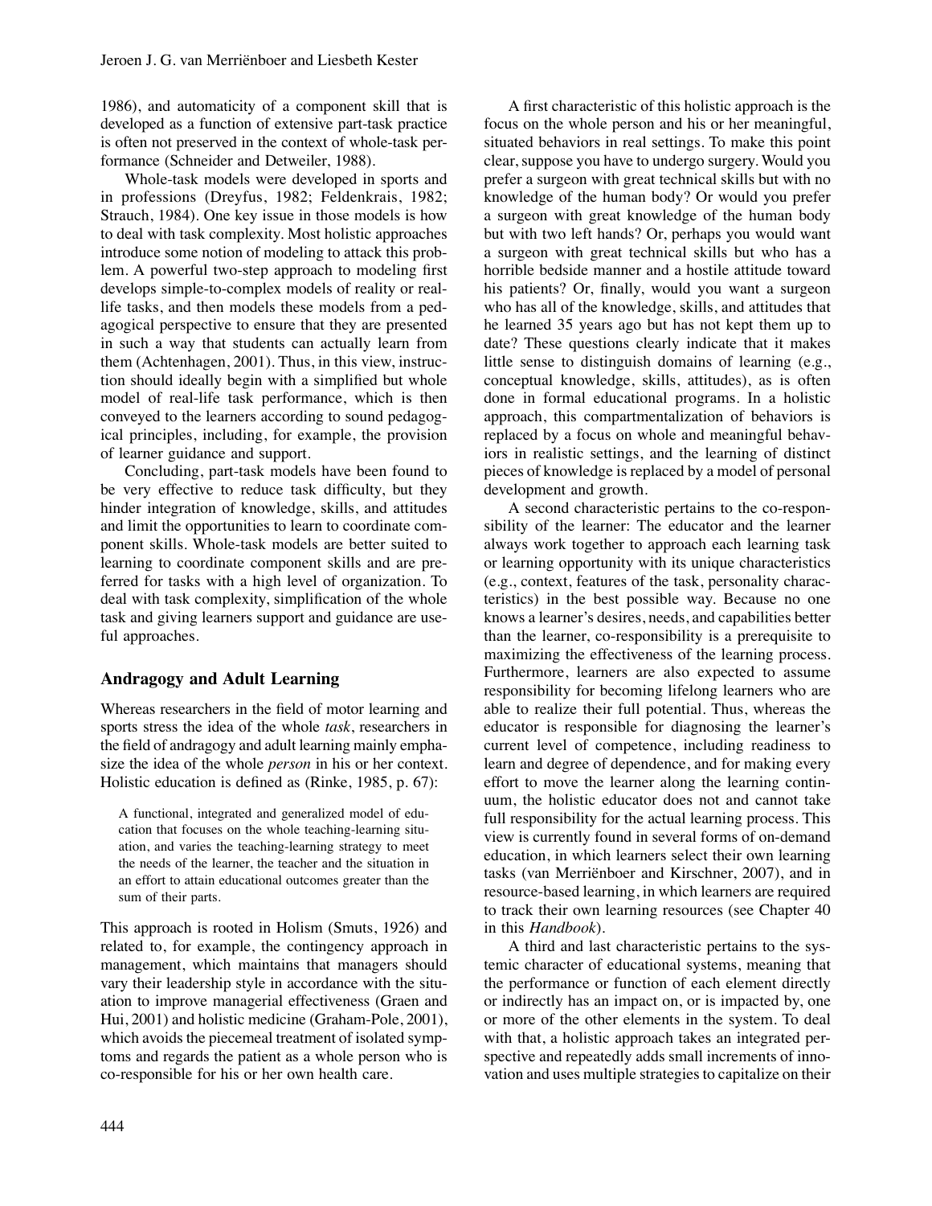1986), and automaticity of a component skill that is developed as a function of extensive part-task practice is often not preserved in the context of whole-task performance (Schneider and Detweiler, 1988).

Whole-task models were developed in sports and in professions (Dreyfus, 1982; Feldenkrais, 1982; Strauch, 1984). One key issue in those models is how to deal with task complexity. Most holistic approaches introduce some notion of modeling to attack this problem. A powerful two-step approach to modeling first develops simple-to-complex models of reality or real-life tasks, and then models these models from a pedagogical perspective to ensure that they are presented in such a way that students can actually learn from them (Achtenhagen, 2001). Thus, in this view, instruction should ideally begin with a simplified but whole model of real-life task performance, which is then conveyed to the learners according to sound pedagogical principles, including, for example, the provision of learner guidance and support.

Concluding, part-task models have been found to be very effective to reduce task difficulty, but they hinder integration of knowledge, skills, and attitudes and limit the opportunities to learn to coordinate component skills. Whole-task models are better suited to learning to coordinate component skills and are preferred for tasks with a high level of organization. To deal with task complexity, simplification of the whole task and giving learners support and guidance are useful approaches.

## Andragogy and Adult Learning

Whereas researchers in the field of motor learning and sports stress the idea of the whole *task*, researchers in the field of andragogy and adult learning mainly emphasize the idea of the whole *person* in his or her context. Holistic education is defined as (Rinke, 1985, p. 67):

> A functional, integrated and generalized model of education that focuses on the whole teaching-learning situation, and varies the teaching-learning strategy to meet the needs of the learner, the teacher and the situation in an effort to attain educational outcomes greater than the sum of their parts.

This approach is rooted in Holism (Smuts, 1926) and related to, for example, the contingency approach in management, which maintains that managers should vary their leadership style in accordance with the situation to improve managerial effectiveness (Graen and Hui, 2001) and holistic medicine (Graham-Pole, 2001), which avoids the piecemeal treatment of isolated symptoms and regards the patient as a whole person who is co-responsible for his or her own health care.

A first characteristic of this holistic approach is the focus on the whole person and his or her meaningful, situated behaviors in real settings. To make this point clear, suppose you have to undergo surgery. Would you prefer a surgeon with great technical skills but with no knowledge of the human body? Or would you prefer a surgeon with great knowledge of the human body but with two left hands? Or, perhaps you would want a surgeon with great technical skills but who has a horrible bedside manner and a hostile attitude toward his patients? Or, finally, would you want a surgeon who has all of the knowledge, skills, and attitudes that he learned 35 years ago but has not kept them up to date? These questions clearly indicate that it makes little sense to distinguish domains of learning (e.g., conceptual knowledge, skills, attitudes), as is often done in formal educational programs. In a holistic approach, this compartmentalization of behaviors is replaced by a focus on whole and meaningful behaviors in realistic settings, and the learning of distinct pieces of knowledge is replaced by a model of personal development and growth.

A second characteristic pertains to the co-responsibility of the learner: The educator and the learner always work together to approach each learning task or learning opportunity with its unique characteristics (e.g., context, features of the task, personality characteristics) in the best possible way. Because no one knows a learner's desires, needs, and capabilities better than the learner, co-responsibility is a prerequisite to maximizing the effectiveness of the learning process. Furthermore, learners are also expected to assume responsibility for becoming lifelong learners who are able to realize their full potential. Thus, whereas the educator is responsible for diagnosing the learner's current level of competence, including readiness to learn and degree of dependence, and for making every effort to move the learner along the learning continuum, the holistic educator does not and cannot take full responsibility for the actual learning process. This view is currently found in several forms of on-demand education, in which learners select their own learning tasks (van Merriënboer and Kirschner, 2007), and in resource-based learning, in which learners are required to track their own learning resources (see Chapter 40 in this *Handbook*).

A third and last characteristic pertains to the systemic character of educational systems, meaning that the performance or function of each element directly or indirectly has an impact on, or is impacted by, one or more of the other elements in the system. To deal with that, a holistic approach takes an integrated perspective and repeatedly adds small increments of innovation and uses multiple strategies to capitalize on their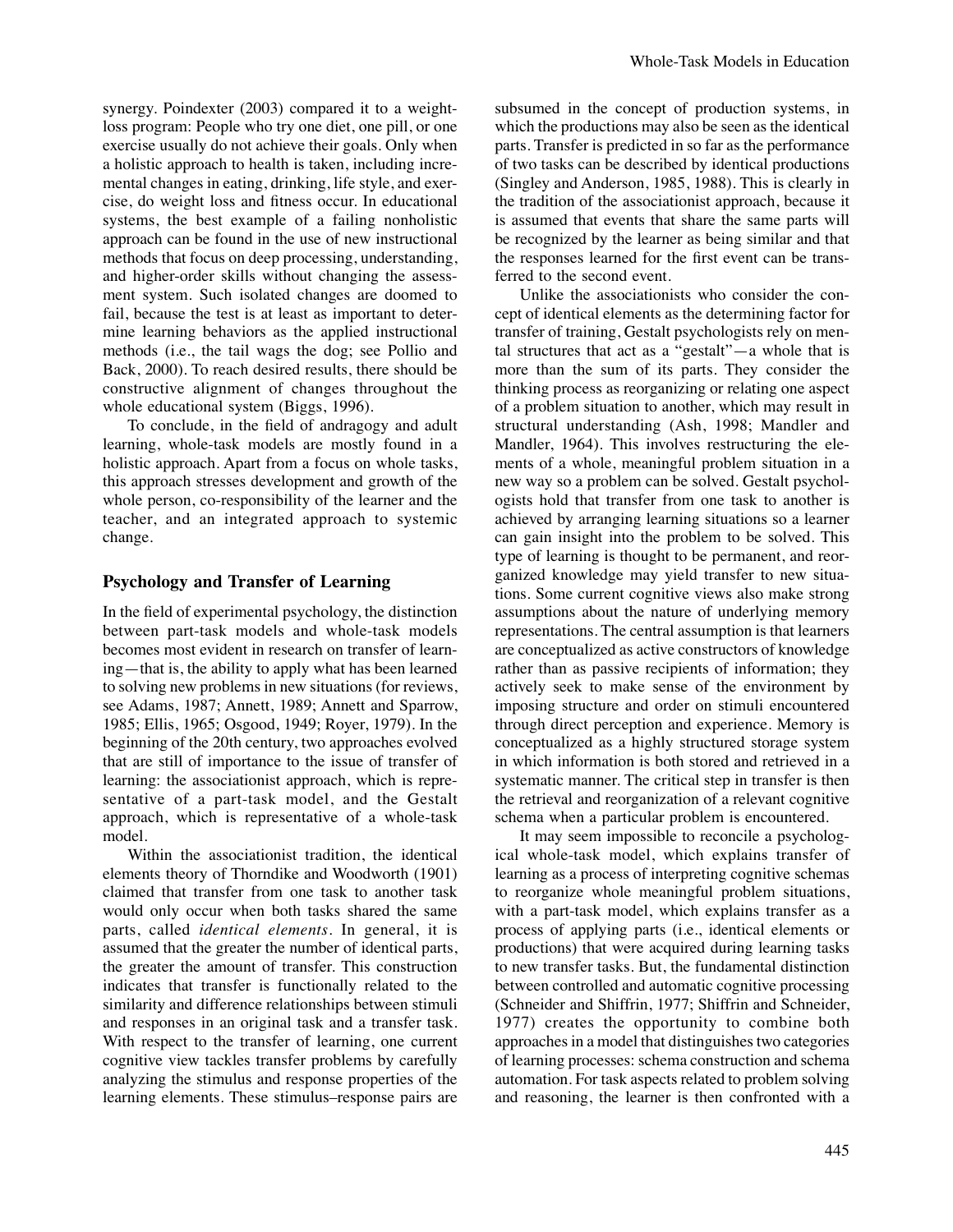synergy. Poindexter (2003) compared it to a weight-loss program: People who try one diet, one pill, or one exercise usually do not achieve their goals. Only when a holistic approach to health is taken, including incremental changes in eating, drinking, life style, and exercise, do weight loss and fitness occur. In educational systems, the best example of a failing nonholistic approach can be found in the use of new instructional methods that focus on deep processing, understanding, and higher-order skills without changing the assessment system. Such isolated changes are doomed to fail, because the test is at least as important to determine learning behaviors as the applied instructional methods (i.e., the tail wags the dog; see Pollio and Back, 2000). To reach desired results, there should be constructive alignment of changes throughout the whole educational system (Biggs, 1996).

To conclude, in the field of andragogy and adult learning, whole-task models are mostly found in a holistic approach. Apart from a focus on whole tasks, this approach stresses development and growth of the whole person, co-responsibility of the learner and the teacher, and an integrated approach to systemic change.

## Psychology and Transfer of Learning

In the field of experimental psychology, the distinction between part-task models and whole-task models becomes most evident in research on transfer of learning—that is, the ability to apply what has been learned to solving new problems in new situations (for reviews, see Adams, 1987; Annett, 1989; Annett and Sparrow, 1985; Ellis, 1965; Osgood, 1949; Royer, 1979). In the beginning of the 20th century, two approaches evolved that are still of importance to the issue of transfer of learning: the associationist approach, which is representative of a part-task model, and the Gestalt approach, which is representative of a whole-task model.

Within the associationist tradition, the identical elements theory of Thorndike and Woodworth (1901) claimed that transfer from one task to another task would only occur when both tasks shared the same parts, called *identical elements*. In general, it is assumed that the greater the number of identical parts, the greater the amount of transfer. This construction indicates that transfer is functionally related to the similarity and difference relationships between stimuli and responses in an original task and a transfer task. With respect to the transfer of learning, one current cognitive view tackles transfer problems by carefully analyzing the stimulus and response properties of the learning elements. These stimulus–response pairs are subsumed in the concept of production systems, in which the productions may also be seen as the identical parts. Transfer is predicted in so far as the performance of two tasks can be described by identical productions (Singley and Anderson, 1985, 1988). This is clearly in the tradition of the associationist approach, because it is assumed that events that share the same parts will be recognized by the learner as being similar and that the responses learned for the first event can be transferred to the second event.

Unlike the associationists who consider the concept of identical elements as the determining factor for transfer of training, Gestalt psychologists rely on mental structures that act as a "gestalt"—a whole that is more than the sum of its parts. They consider the thinking process as reorganizing or relating one aspect of a problem situation to another, which may result in structural understanding (Ash, 1998; Mandler and Mandler, 1964). This involves restructuring the elements of a whole, meaningful problem situation in a new way so a problem can be solved. Gestalt psychologists hold that transfer from one task to another is achieved by arranging learning situations so a learner can gain insight into the problem to be solved. This type of learning is thought to be permanent, and reorganized knowledge may yield transfer to new situations. Some current cognitive views also make strong assumptions about the nature of underlying memory representations. The central assumption is that learners are conceptualized as active constructors of knowledge rather than as passive recipients of information; they actively seek to make sense of the environment by imposing structure and order on stimuli encountered through direct perception and experience. Memory is conceptualized as a highly structured storage system in which information is both stored and retrieved in a systematic manner. The critical step in transfer is then the retrieval and reorganization of a relevant cognitive schema when a particular problem is encountered.

It may seem impossible to reconcile a psychological whole-task model, which explains transfer of learning as a process of interpreting cognitive schemas to reorganize whole meaningful problem situations, with a part-task model, which explains transfer as a process of applying parts (i.e., identical elements or productions) that were acquired during learning tasks to new transfer tasks. But, the fundamental distinction between controlled and automatic cognitive processing (Schneider and Shiffrin, 1977; Shiffrin and Schneider, 1977) creates the opportunity to combine both approaches in a model that distinguishes two categories of learning processes: schema construction and schema automation. For task aspects related to problem solving and reasoning, the learner is then confronted with a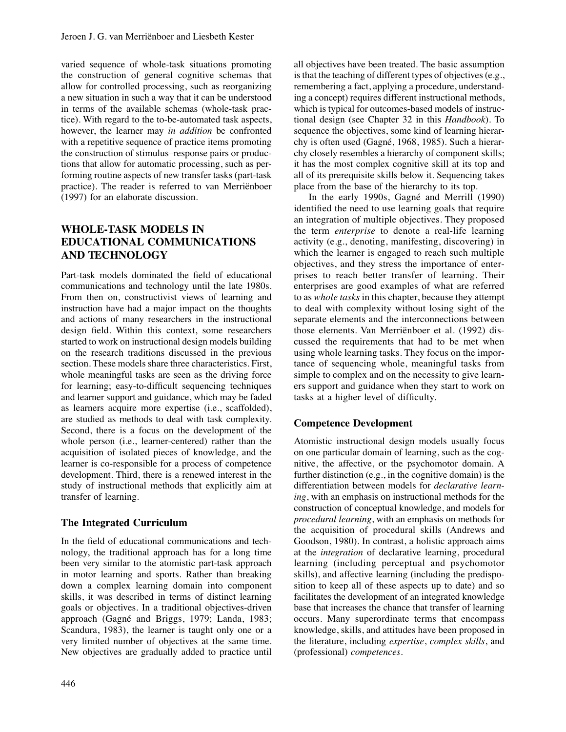varied sequence of whole-task situations promoting the construction of general cognitive schemas that allow for controlled processing, such as reorganizing a new situation in such a way that it can be understood in terms of the available schemas (whole-task practice). With regard to the to-be-automated task aspects, however, the learner may *in addition* be confronted with a repetitive sequence of practice items promoting the construction of stimulus–response pairs or productions that allow for automatic processing, such as performing routine aspects of new transfer tasks (part-task practice). The reader is referred to van Merriënboer (1997) for an elaborate discussion.

## WHOLE-TASK MODELS IN EDUCATIONAL COMMUNICATIONS AND TECHNOLOGY

Part-task models dominated the field of educational communications and technology until the late 1980s. From then on, constructivist views of learning and instruction have had a major impact on the thoughts and actions of many researchers in the instructional design field. Within this context, some researchers started to work on instructional design models building on the research traditions discussed in the previous section. These models share three characteristics. First, whole meaningful tasks are seen as the driving force for learning; easy-to-difficult sequencing techniques and learner support and guidance, which may be faded as learners acquire more expertise (i.e., scaffolded), are studied as methods to deal with task complexity. Second, there is a focus on the development of the whole person (i.e., learner-centered) rather than the acquisition of isolated pieces of knowledge, and the learner is co-responsible for a process of competence development. Third, there is a renewed interest in the study of instructional methods that explicitly aim at transfer of learning.

### The Integrated Curriculum

In the field of educational communications and technology, the traditional approach has for a long time been very similar to the atomistic part-task approach in motor learning and sports. Rather than breaking down a complex learning domain into component skills, it was described in terms of distinct learning goals or objectives. In a traditional objectives-driven approach (Gagné and Briggs, 1979; Landa, 1983; Scandura, 1983), the learner is taught only one or a very limited number of objectives at the same time. New objectives are gradually added to practice until all objectives have been treated. The basic assumption is that the teaching of different types of objectives (e.g., remembering a fact, applying a procedure, understanding a concept) requires different instructional methods, which is typical for outcomes-based models of instructional design (see Chapter 32 in this *Handbook*). To sequence the objectives, some kind of learning hierarchy is often used (Gagné, 1968, 1985). Such a hierarchy closely resembles a hierarchy of component skills; it has the most complex cognitive skill at its top and all of its prerequisite skills below it. Sequencing takes place from the base of the hierarchy to its top.

In the early 1990s, Gagné and Merrill (1990) identified the need to use learning goals that require an integration of multiple objectives. They proposed the term *enterprise* to denote a real-life learning activity (e.g., denoting, manifesting, discovering) in which the learner is engaged to reach such multiple objectives, and they stress the importance of enterprises to reach better transfer of learning. Their enterprises are good examples of what are referred to as *whole tasks* in this chapter, because they attempt to deal with complexity without losing sight of the separate elements and the interconnections between those elements. Van Merriënboer et al. (1992) discussed the requirements that had to be met when using whole learning tasks. They focus on the importance of sequencing whole, meaningful tasks from simple to complex and on the necessity to give learners support and guidance when they start to work on tasks at a higher level of difficulty.

### Competence Development

Atomistic instructional design models usually focus on one particular domain of learning, such as the cognitive, the affective, or the psychomotor domain. A further distinction (e.g., in the cognitive domain) is the differentiation between models for *declarative learning*, with an emphasis on instructional methods for the construction of conceptual knowledge, and models for *procedural learning*, with an emphasis on methods for the acquisition of procedural skills (Andrews and Goodson, 1980). In contrast, a holistic approach aims at the *integration* of declarative learning, procedural learning (including perceptual and psychomotor skills), and affective learning (including the predisposition to keep all of these aspects up to date) and so facilitates the development of an integrated knowledge base that increases the chance that transfer of learning occurs. Many superordinate terms that encompass knowledge, skills, and attitudes have been proposed in the literature, including *expertise*, *complex skills*, and (professional) *competences*.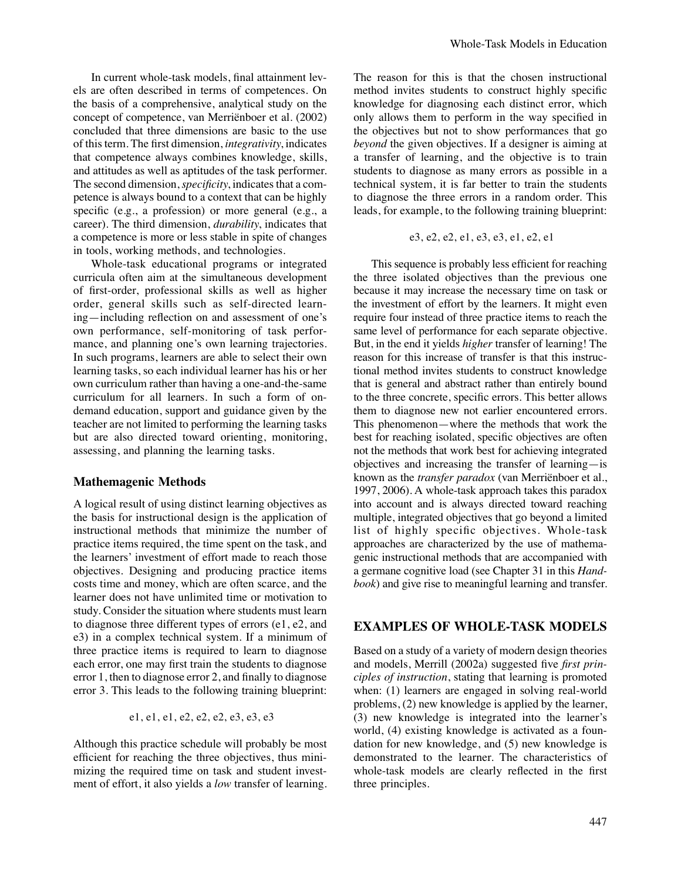In current whole-task models, final attainment levels are often described in terms of competences. On the basis of a comprehensive, analytical study on the concept of competence, van Merriënboer et al. (2002) concluded that three dimensions are basic to the use of this term. The first dimension, *integrativity*, indicates that competence always combines knowledge, skills, and attitudes as well as aptitudes of the task performer. The second dimension, *specificity*, indicates that a competence is always bound to a context that can be highly specific (e.g., a profession) or more general (e.g., a career). The third dimension, *durability*, indicates that a competence is more or less stable in spite of changes in tools, working methods, and technologies.

Whole-task educational programs or integrated curricula often aim at the simultaneous development of first-order, professional skills as well as higher order, general skills such as self-directed learning—including reflection on and assessment of one's own performance, self-monitoring of task performance, and planning one's own learning trajectories. In such programs, learners are able to select their own learning tasks, so each individual learner has his or her own curriculum rather than having a one-and-the-same curriculum for all learners. In such a form of on-demand education, support and guidance given by the teacher are not limited to performing the learning tasks but are also directed toward orienting, monitoring, assessing, and planning the learning tasks.

### Mathemagenic Methods

A logical result of using distinct learning objectives as the basis for instructional design is the application of instructional methods that minimize the number of practice items required, the time spent on the task, and the learners' investment of effort made to reach those objectives. Designing and producing practice items costs time and money, which are often scarce, and the learner does not have unlimited time or motivation to study. Consider the situation where students must learn to diagnose three different types of errors (e1, e2, and e3) in a complex technical system. If a minimum of three practice items is required to learn to diagnose each error, one may first train the students to diagnose error 1, then to diagnose error 2, and finally to diagnose error 3. This leads to the following training blueprint:

e1, e1, e1, e2, e2, e2, e3, e3, e3

Although this practice schedule will probably be most efficient for reaching the three objectives, thus minimizing the required time on task and student investment of effort, it also yields a *low* transfer of learning. The reason for this is that the chosen instructional method invites students to construct highly specific knowledge for diagnosing each distinct error, which only allows them to perform in the way specified in the objectives but not to show performances that go *beyond* the given objectives. If a designer is aiming at a transfer of learning, and the objective is to train students to diagnose as many errors as possible in a technical system, it is far better to train the students to diagnose the three errors in a random order. This leads, for example, to the following training blueprint:

e3, e2, e2, e1, e3, e3, e1, e2, e1

This sequence is probably less efficient for reaching the three isolated objectives than the previous one because it may increase the necessary time on task or the investment of effort by the learners. It might even require four instead of three practice items to reach the same level of performance for each separate objective. But, in the end it yields *higher* transfer of learning! The reason for this increase of transfer is that this instructional method invites students to construct knowledge that is general and abstract rather than entirely bound to the three concrete, specific errors. This better allows them to diagnose new not earlier encountered errors. This phenomenon—where the methods that work the best for reaching isolated, specific objectives are often not the methods that work best for achieving integrated objectives and increasing the transfer of learning—is known as the *transfer paradox* (van Merriënboer et al., 1997, 2006). A whole-task approach takes this paradox into account and is always directed toward reaching multiple, integrated objectives that go beyond a limited list of highly specific objectives. Whole-task approaches are characterized by the use of mathemagenic instructional methods that are accompanied with a germane cognitive load (see Chapter 31 in this *Handbook*) and give rise to meaningful learning and transfer.

## EXAMPLES OF WHOLE-TASK MODELS

Based on a study of a variety of modern design theories and models, Merrill (2002a) suggested five *first principles of instruction*, stating that learning is promoted when: (1) learners are engaged in solving real-world problems, (2) new knowledge is applied by the learner, (3) new knowledge is integrated into the learner's world, (4) existing knowledge is activated as a foundation for new knowledge, and (5) new knowledge is demonstrated to the learner. The characteristics of whole-task models are clearly reflected in the first three principles.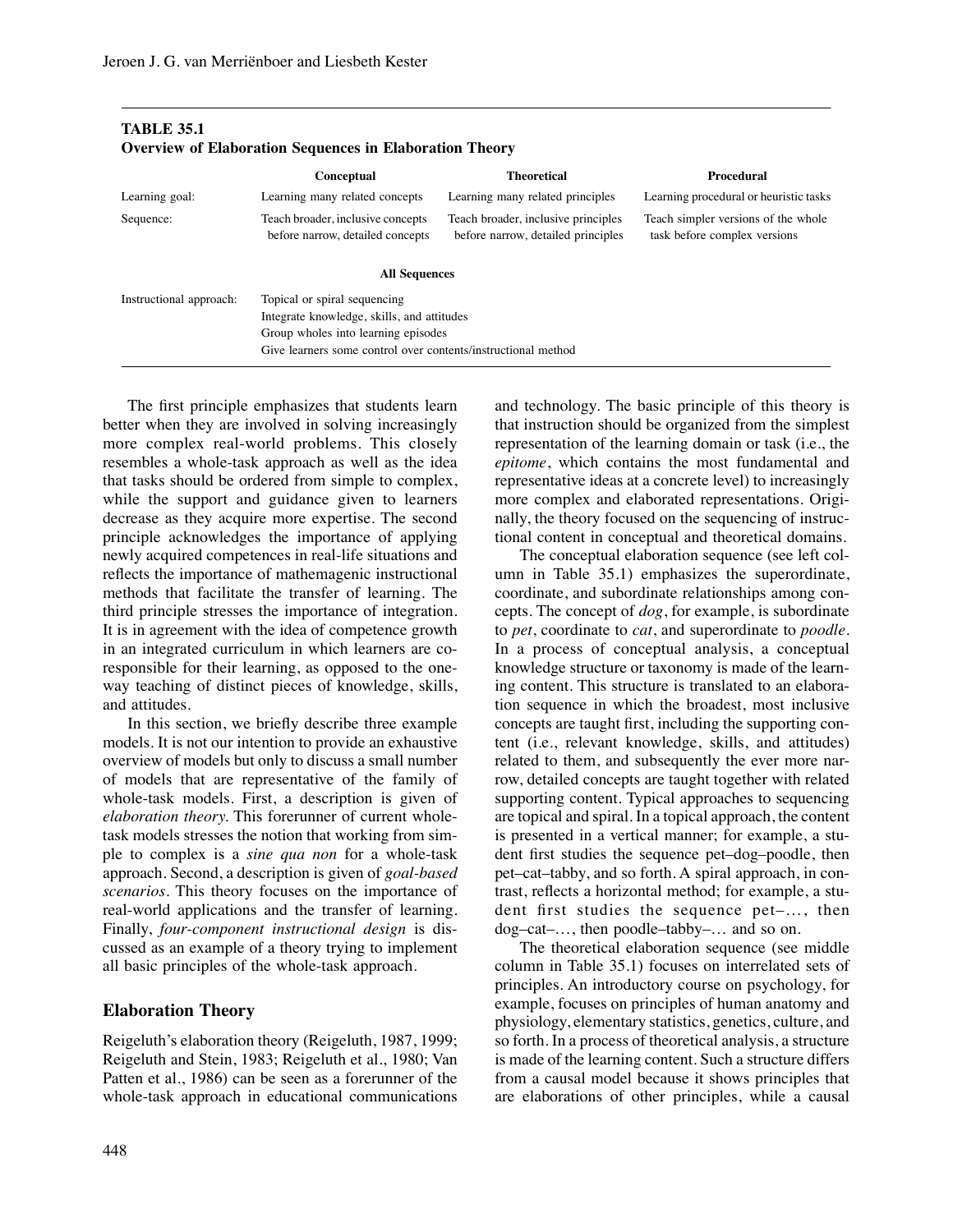**TABLE 35.1**
**Overview of Elaboration Sequences in Elaboration Theory**

| | Conceptual | Theoretical | Procedural |
|---|---|---|---|
| Learning goal: | Learning many related concepts | Learning many related principles | Learning procedural or heuristic tasks |
| Sequence: | Teach broader, inclusive concepts before narrow, detailed concepts | Teach broader, inclusive principles before narrow, detailed principles | Teach simpler versions of the whole task before complex versions |
| | **All Sequences** | | |
| Instructional approach: | Topical or spiral sequencing<br>Integrate knowledge, skills, and attitudes<br>Group wholes into learning episodes<br>Give learners some control over contents/instructional method | | |

The first principle emphasizes that students learn better when they are involved in solving increasingly more complex real-world problems. This closely resembles a whole-task approach as well as the idea that tasks should be ordered from simple to complex, while the support and guidance given to learners decrease as they acquire more expertise. The second principle acknowledges the importance of applying newly acquired competences in real-life situations and reflects the importance of mathemagenic instructional methods that facilitate the transfer of learning. The third principle stresses the importance of integration. It is in agreement with the idea of competence growth in an integrated curriculum in which learners are co-responsible for their learning, as opposed to the one-way teaching of distinct pieces of knowledge, skills, and attitudes.

In this section, we briefly describe three example models. It is not our intention to provide an exhaustive overview of models but only to discuss a small number of models that are representative of the family of whole-task models. First, a description is given of *elaboration theory*. This forerunner of current whole-task models stresses the notion that working from simple to complex is a *sine qua non* for a whole-task approach. Second, a description is given of *goal-based scenarios*. This theory focuses on the importance of real-world applications and the transfer of learning. Finally, *four-component instructional design* is discussed as an example of a theory trying to implement all basic principles of the whole-task approach.

## Elaboration Theory

Reigeluth's elaboration theory (Reigeluth, 1987, 1999; Reigeluth and Stein, 1983; Reigeluth et al., 1980; Van Patten et al., 1986) can be seen as a forerunner of the whole-task approach in educational communications and technology. The basic principle of this theory is that instruction should be organized from the simplest representation of the learning domain or task (i.e., the *epitome*, which contains the most fundamental and representative ideas at a concrete level) to increasingly more complex and elaborated representations. Originally, the theory focused on the sequencing of instructional content in conceptual and theoretical domains.

The conceptual elaboration sequence (see left column in Table 35.1) emphasizes the superordinate, coordinate, and subordinate relationships among concepts. The concept of *dog*, for example, is subordinate to *pet*, coordinate to *cat*, and superordinate to *poodle*. In a process of conceptual analysis, a conceptual knowledge structure or taxonomy is made of the learning content. This structure is translated to an elaboration sequence in which the broadest, most inclusive concepts are taught first, including the supporting content (i.e., relevant knowledge, skills, and attitudes) related to them, and subsequently the ever more narrow, detailed concepts are taught together with related supporting content. Typical approaches to sequencing are topical and spiral. In a topical approach, the content is presented in a vertical manner; for example, a student first studies the sequence pet–dog–poodle, then pet–cat–tabby, and so forth. A spiral approach, in contrast, reflects a horizontal method; for example, a student first studies the sequence pet–…, then dog–cat–…, then poodle–tabby–… and so on.

The theoretical elaboration sequence (see middle column in Table 35.1) focuses on interrelated sets of principles. An introductory course on psychology, for example, focuses on principles of human anatomy and physiology, elementary statistics, genetics, culture, and so forth. In a process of theoretical analysis, a structure is made of the learning content. Such a structure differs from a causal model because it shows principles that are elaborations of other principles, while a causal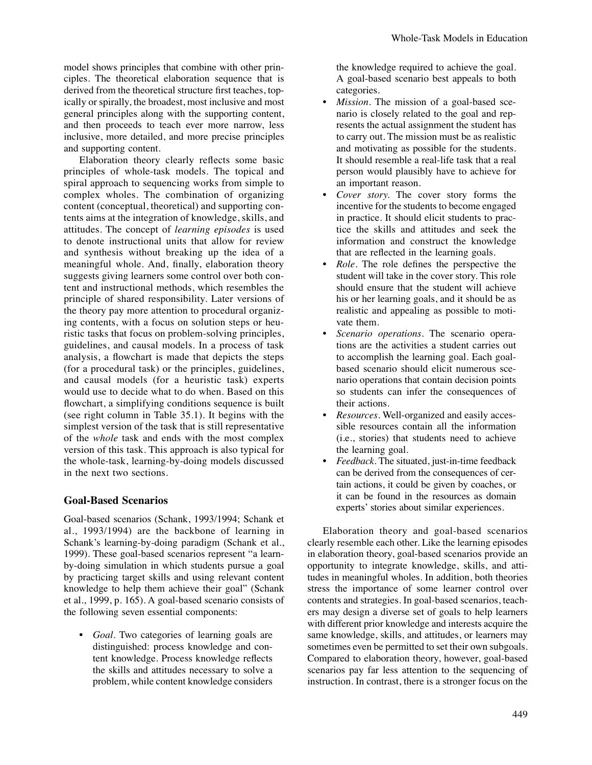model shows principles that combine with other principles. The theoretical elaboration sequence that is derived from the theoretical structure first teaches, topically or spirally, the broadest, most inclusive and most general principles along with the supporting content, and then proceeds to teach ever more narrow, less inclusive, more detailed, and more precise principles and supporting content.

Elaboration theory clearly reflects some basic principles of whole-task models. The topical and spiral approach to sequencing works from simple to complex wholes. The combination of organizing content (conceptual, theoretical) and supporting contents aims at the integration of knowledge, skills, and attitudes. The concept of *learning episodes* is used to denote instructional units that allow for review and synthesis without breaking up the idea of a meaningful whole. And, finally, elaboration theory suggests giving learners some control over both content and instructional methods, which resembles the principle of shared responsibility. Later versions of the theory pay more attention to procedural organizing contents, with a focus on solution steps or heuristic tasks that focus on problem-solving principles, guidelines, and causal models. In a process of task analysis, a flowchart is made that depicts the steps (for a procedural task) or the principles, guidelines, and causal models (for a heuristic task) experts would use to decide what to do when. Based on this flowchart, a simplifying conditions sequence is built (see right column in Table 35.1). It begins with the simplest version of the task that is still representative of the *whole* task and ends with the most complex version of this task. This approach is also typical for the whole-task, learning-by-doing models discussed in the next two sections.

## Goal-Based Scenarios

Goal-based scenarios (Schank, 1993/1994; Schank et al., 1993/1994) are the backbone of learning in Schank's learning-by-doing paradigm (Schank et al., 1999). These goal-based scenarios represent "a learn-by-doing simulation in which students pursue a goal by practicing target skills and using relevant content knowledge to help them achieve their goal" (Schank et al., 1999, p. 165). A goal-based scenario consists of the following seven essential components:

- *Goal*. Two categories of learning goals are distinguished: process knowledge and content knowledge. Process knowledge reflects the skills and attitudes necessary to solve a problem, while content knowledge considers the knowledge required to achieve the goal. A goal-based scenario best appeals to both categories.
- *Mission*. The mission of a goal-based scenario is closely related to the goal and represents the actual assignment the student has to carry out. The mission must be as realistic and motivating as possible for the students. It should resemble a real-life task that a real person would plausibly have to achieve for an important reason.
- *Cover story*. The cover story forms the incentive for the students to become engaged in practice. It should elicit students to practice the skills and attitudes and seek the information and construct the knowledge that are reflected in the learning goals.
- *Role*. The role defines the perspective the student will take in the cover story. This role should ensure that the student will achieve his or her learning goals, and it should be as realistic and appealing as possible to motivate them.
- *Scenario operations*. The scenario operations are the activities a student carries out to accomplish the learning goal. Each goal-based scenario should elicit numerous scenario operations that contain decision points so students can infer the consequences of their actions.
- *Resources*. Well-organized and easily accessible resources contain all the information (i.e., stories) that students need to achieve the learning goal.
- *Feedback*. The situated, just-in-time feedback can be derived from the consequences of certain actions, it could be given by coaches, or it can be found in the resources as domain experts' stories about similar experiences.

Elaboration theory and goal-based scenarios clearly resemble each other. Like the learning episodes in elaboration theory, goal-based scenarios provide an opportunity to integrate knowledge, skills, and attitudes in meaningful wholes. In addition, both theories stress the importance of some learner control over contents and strategies. In goal-based scenarios, teachers may design a diverse set of goals to help learners with different prior knowledge and interests acquire the same knowledge, skills, and attitudes, or learners may sometimes even be permitted to set their own subgoals. Compared to elaboration theory, however, goal-based scenarios pay far less attention to the sequencing of instruction. In contrast, there is a stronger focus on the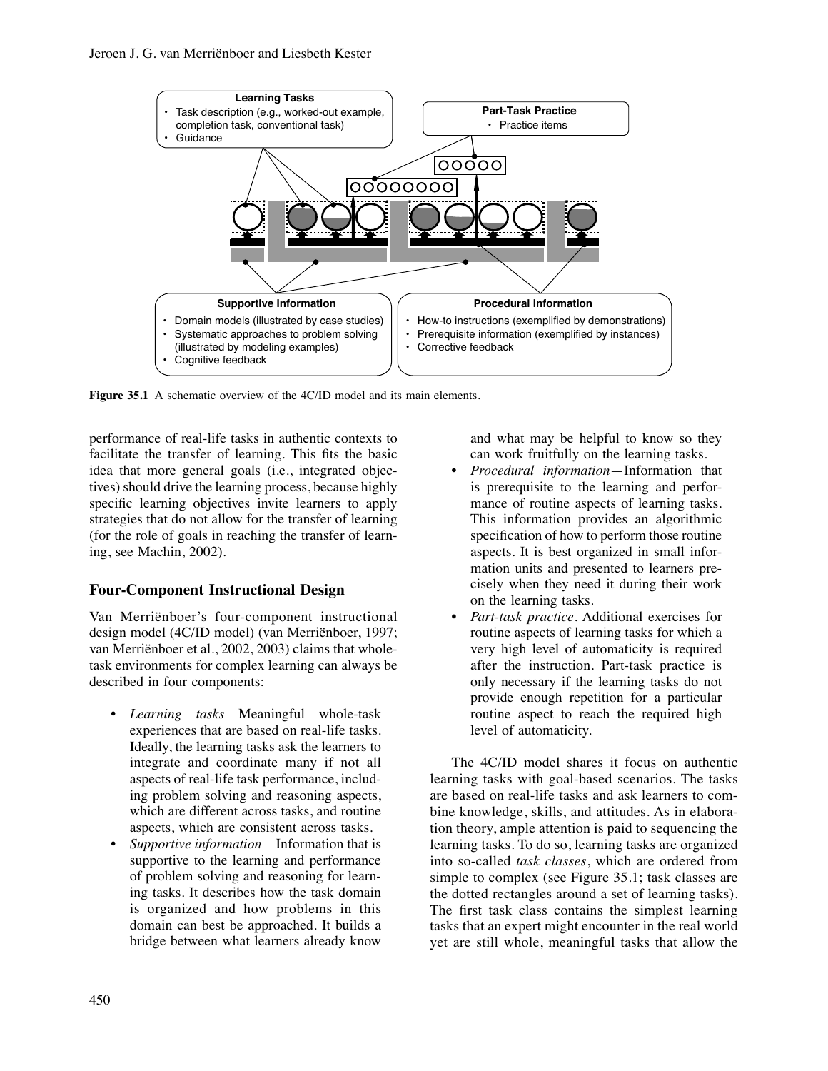Learning Tasks
- Task description (e.g., worked-out example, completion task, conventional task)
- Guidance

Part-Task Practice
- Practice items

Supportive Information
- Domain models (illustrated by case studies)
- Systematic approaches to problem solving (illustrated by modeling examples)
- Cognitive feedback

Procedural Information
- How-to instructions (exemplified by demonstrations)
- Prerequisite information (exemplified by instances)
- Corrective feedback

**Figure 35.1** A schematic overview of the 4C/ID model and its main elements.

performance of real-life tasks in authentic contexts to facilitate the transfer of learning. This fits the basic idea that more general goals (i.e., integrated objectives) should drive the learning process, because highly specific learning objectives invite learners to apply strategies that do not allow for the transfer of learning (for the role of goals in reaching the transfer of learning, see Machin, 2002).

## Four-Component Instructional Design

Van Merriënboer's four-component instructional design model (4C/ID model) (van Merriënboer, 1997; van Merriënboer et al., 2002, 2003) claims that whole-task environments for complex learning can always be described in four components:

- *Learning tasks*—Meaningful whole-task experiences that are based on real-life tasks. Ideally, the learning tasks ask the learners to integrate and coordinate many if not all aspects of real-life task performance, including problem solving and reasoning aspects, which are different across tasks, and routine aspects, which are consistent across tasks.
- *Supportive information*—Information that is supportive to the learning and performance of problem solving and reasoning for learning tasks. It describes how the task domain is organized and how problems in this domain can best be approached. It builds a bridge between what learners already know and what may be helpful to know so they can work fruitfully on the learning tasks.
- *Procedural information*—Information that is prerequisite to the learning and performance of routine aspects of learning tasks. This information provides an algorithmic specification of how to perform those routine aspects. It is best organized in small information units and presented to learners precisely when they need it during their work on the learning tasks.
- *Part-task practice*. Additional exercises for routine aspects of learning tasks for which a very high level of automaticity is required after the instruction. Part-task practice is only necessary if the learning tasks do not provide enough repetition for a particular routine aspect to reach the required high level of automaticity.

The 4C/ID model shares it focus on authentic learning tasks with goal-based scenarios. The tasks are based on real-life tasks and ask learners to combine knowledge, skills, and attitudes. As in elaboration theory, ample attention is paid to sequencing the learning tasks. To do so, learning tasks are organized into so-called *task classes*, which are ordered from simple to complex (see Figure 35.1; task classes are the dotted rectangles around a set of learning tasks). The first task class contains the simplest learning tasks that an expert might encounter in the real world yet are still whole, meaningful tasks that allow the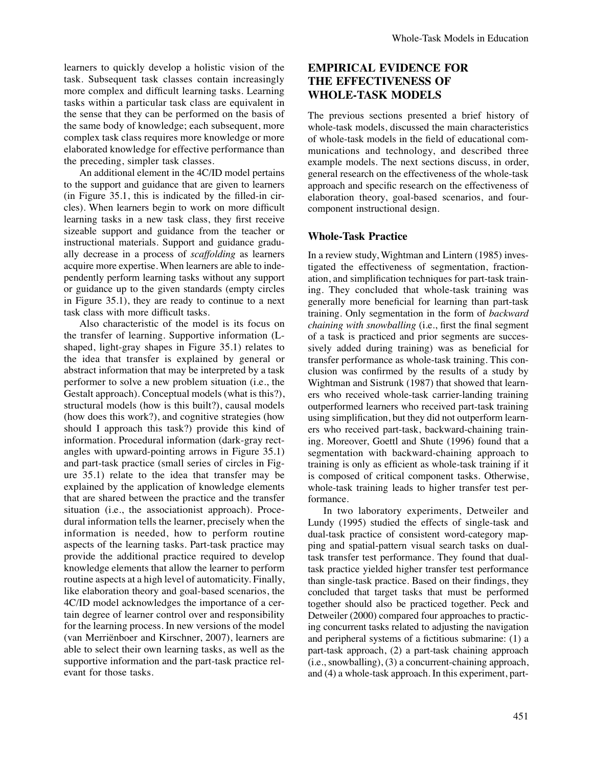learners to quickly develop a holistic vision of the task. Subsequent task classes contain increasingly more complex and difficult learning tasks. Learning tasks within a particular task class are equivalent in the sense that they can be performed on the basis of the same body of knowledge; each subsequent, more complex task class requires more knowledge or more elaborated knowledge for effective performance than the preceding, simpler task classes.

An additional element in the 4C/ID model pertains to the support and guidance that are given to learners (in Figure 35.1, this is indicated by the filled-in circles). When learners begin to work on more difficult learning tasks in a new task class, they first receive sizeable support and guidance from the teacher or instructional materials. Support and guidance gradually decrease in a process of *scaffolding* as learners acquire more expertise. When learners are able to independently perform learning tasks without any support or guidance up to the given standards (empty circles in Figure 35.1), they are ready to continue to a next task class with more difficult tasks.

Also characteristic of the model is its focus on the transfer of learning. Supportive information (L-shaped, light-gray shapes in Figure 35.1) relates to the idea that transfer is explained by general or abstract information that may be interpreted by a task performer to solve a new problem situation (i.e., the Gestalt approach). Conceptual models (what is this?), structural models (how is this built?), causal models (how does this work?), and cognitive strategies (how should I approach this task?) provide this kind of information. Procedural information (dark-gray rectangles with upward-pointing arrows in Figure 35.1) and part-task practice (small series of circles in Figure 35.1) relate to the idea that transfer may be explained by the application of knowledge elements that are shared between the practice and the transfer situation (i.e., the associationist approach). Procedural information tells the learner, precisely when the information is needed, how to perform routine aspects of the learning tasks. Part-task practice may provide the additional practice required to develop knowledge elements that allow the learner to perform routine aspects at a high level of automaticity. Finally, like elaboration theory and goal-based scenarios, the 4C/ID model acknowledges the importance of a certain degree of learner control over and responsibility for the learning process. In new versions of the model (van Merriënboer and Kirschner, 2007), learners are able to select their own learning tasks, as well as the supportive information and the part-task practice relevant for those tasks.

## EMPIRICAL EVIDENCE FOR THE EFFECTIVENESS OF WHOLE-TASK MODELS

The previous sections presented a brief history of whole-task models, discussed the main characteristics of whole-task models in the field of educational communications and technology, and described three example models. The next sections discuss, in order, general research on the effectiveness of the whole-task approach and specific research on the effectiveness of elaboration theory, goal-based scenarios, and four-component instructional design.

### Whole-Task Practice

In a review study, Wightman and Lintern (1985) investigated the effectiveness of segmentation, fractionation, and simplification techniques for part-task training. They concluded that whole-task training was generally more beneficial for learning than part-task training. Only segmentation in the form of *backward chaining with snowballing* (i.e., first the final segment of a task is practiced and prior segments are successively added during training) was as beneficial for transfer performance as whole-task training. This conclusion was confirmed by the results of a study by Wightman and Sistrunk (1987) that showed that learners who received whole-task carrier-landing training outperformed learners who received part-task training using simplification, but they did not outperform learners who received part-task, backward-chaining training. Moreover, Goettl and Shute (1996) found that a segmentation with backward-chaining approach to training is only as efficient as whole-task training if it is composed of critical component tasks. Otherwise, whole-task training leads to higher transfer test performance.

In two laboratory experiments, Detweiler and Lundy (1995) studied the effects of single-task and dual-task practice of consistent word-category mapping and spatial-pattern visual search tasks on dual-task transfer test performance. They found that dual-task practice yielded higher transfer test performance than single-task practice. Based on their findings, they concluded that target tasks that must be performed together should also be practiced together. Peck and Detweiler (2000) compared four approaches to practicing concurrent tasks related to adjusting the navigation and peripheral systems of a fictitious submarine: (1) a part-task approach, (2) a part-task chaining approach (i.e., snowballing), (3) a concurrent-chaining approach, and (4) a whole-task approach. In this experiment, part-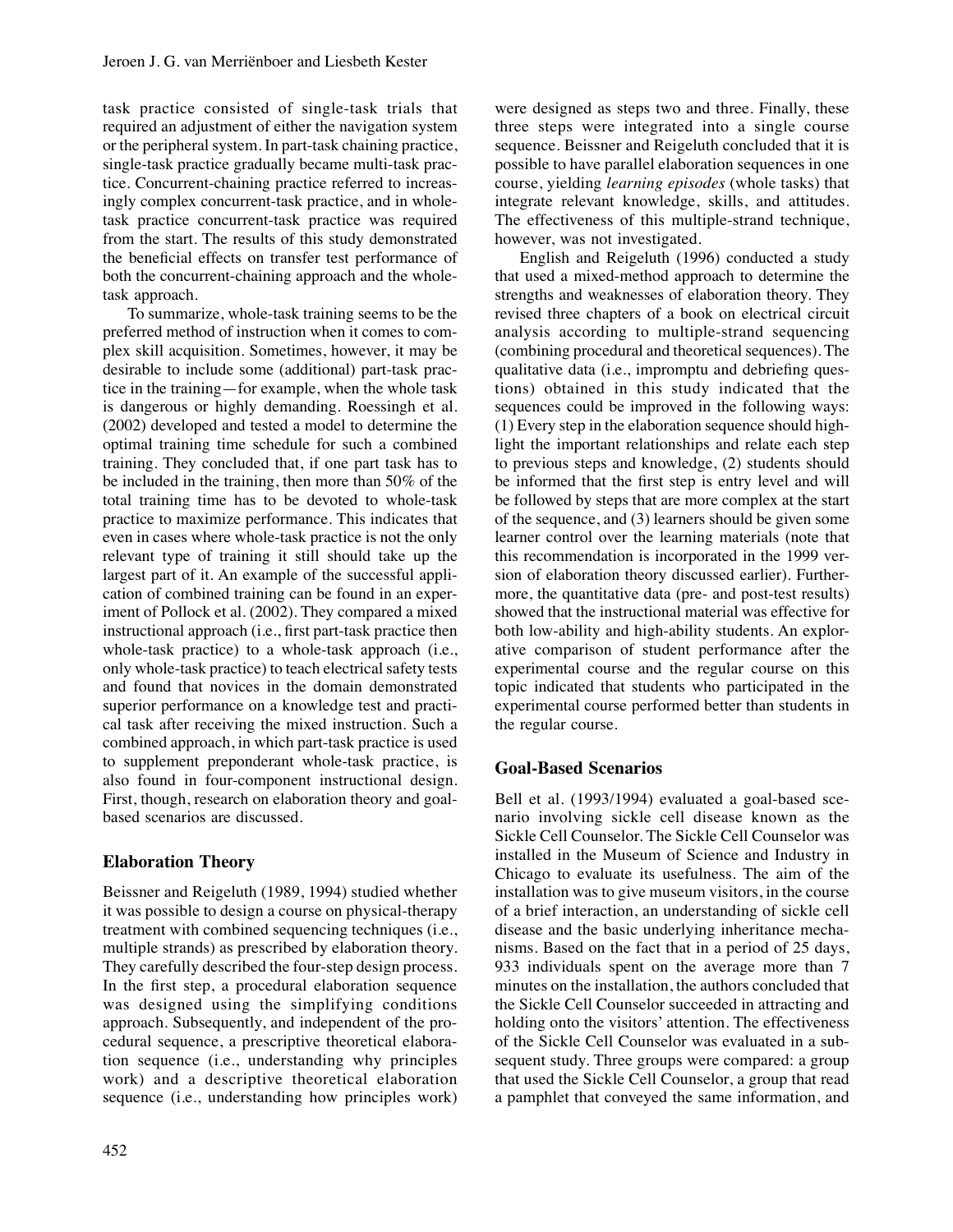task practice consisted of single-task trials that required an adjustment of either the navigation system or the peripheral system. In part-task chaining practice, single-task practice gradually became multi-task practice. Concurrent-chaining practice referred to increasingly complex concurrent-task practice, and in whole-task practice concurrent-task practice was required from the start. The results of this study demonstrated the beneficial effects on transfer test performance of both the concurrent-chaining approach and the whole-task approach.

To summarize, whole-task training seems to be the preferred method of instruction when it comes to complex skill acquisition. Sometimes, however, it may be desirable to include some (additional) part-task practice in the training—for example, when the whole task is dangerous or highly demanding. Roessingh et al. (2002) developed and tested a model to determine the optimal training time schedule for such a combined training. They concluded that, if one part task has to be included in the training, then more than 50% of the total training time has to be devoted to whole-task practice to maximize performance. This indicates that even in cases where whole-task practice is not the only relevant type of training it still should take up the largest part of it. An example of the successful application of combined training can be found in an experiment of Pollock et al. (2002). They compared a mixed instructional approach (i.e., first part-task practice then whole-task practice) to a whole-task approach (i.e., only whole-task practice) to teach electrical safety tests and found that novices in the domain demonstrated superior performance on a knowledge test and practical task after receiving the mixed instruction. Such a combined approach, in which part-task practice is used to supplement preponderant whole-task practice, is also found in four-component instructional design. First, though, research on elaboration theory and goal-based scenarios are discussed.

## Elaboration Theory

Beissner and Reigeluth (1989, 1994) studied whether it was possible to design a course on physical-therapy treatment with combined sequencing techniques (i.e., multiple strands) as prescribed by elaboration theory. They carefully described the four-step design process. In the first step, a procedural elaboration sequence was designed using the simplifying conditions approach. Subsequently, and independent of the procedural sequence, a prescriptive theoretical elaboration sequence (i.e., understanding why principles work) and a descriptive theoretical elaboration sequence (i.e., understanding how principles work) were designed as steps two and three. Finally, these three steps were integrated into a single course sequence. Beissner and Reigeluth concluded that it is possible to have parallel elaboration sequences in one course, yielding *learning episodes* (whole tasks) that integrate relevant knowledge, skills, and attitudes. The effectiveness of this multiple-strand technique, however, was not investigated.

English and Reigeluth (1996) conducted a study that used a mixed-method approach to determine the strengths and weaknesses of elaboration theory. They revised three chapters of a book on electrical circuit analysis according to multiple-strand sequencing (combining procedural and theoretical sequences). The qualitative data (i.e., impromptu and debriefing questions) obtained in this study indicated that the sequences could be improved in the following ways: (1) Every step in the elaboration sequence should highlight the important relationships and relate each step to previous steps and knowledge, (2) students should be informed that the first step is entry level and will be followed by steps that are more complex at the start of the sequence, and (3) learners should be given some learner control over the learning materials (note that this recommendation is incorporated in the 1999 version of elaboration theory discussed earlier). Furthermore, the quantitative data (pre- and post-test results) showed that the instructional material was effective for both low-ability and high-ability students. An explorative comparison of student performance after the experimental course and the regular course on this topic indicated that students who participated in the experimental course performed better than students in the regular course.

## Goal-Based Scenarios

Bell et al. (1993/1994) evaluated a goal-based scenario involving sickle cell disease known as the Sickle Cell Counselor. The Sickle Cell Counselor was installed in the Museum of Science and Industry in Chicago to evaluate its usefulness. The aim of the installation was to give museum visitors, in the course of a brief interaction, an understanding of sickle cell disease and the basic underlying inheritance mechanisms. Based on the fact that in a period of 25 days, 933 individuals spent on the average more than 7 minutes on the installation, the authors concluded that the Sickle Cell Counselor succeeded in attracting and holding onto the visitors' attention. The effectiveness of the Sickle Cell Counselor was evaluated in a subsequent study. Three groups were compared: a group that used the Sickle Cell Counselor, a group that read a pamphlet that conveyed the same information, and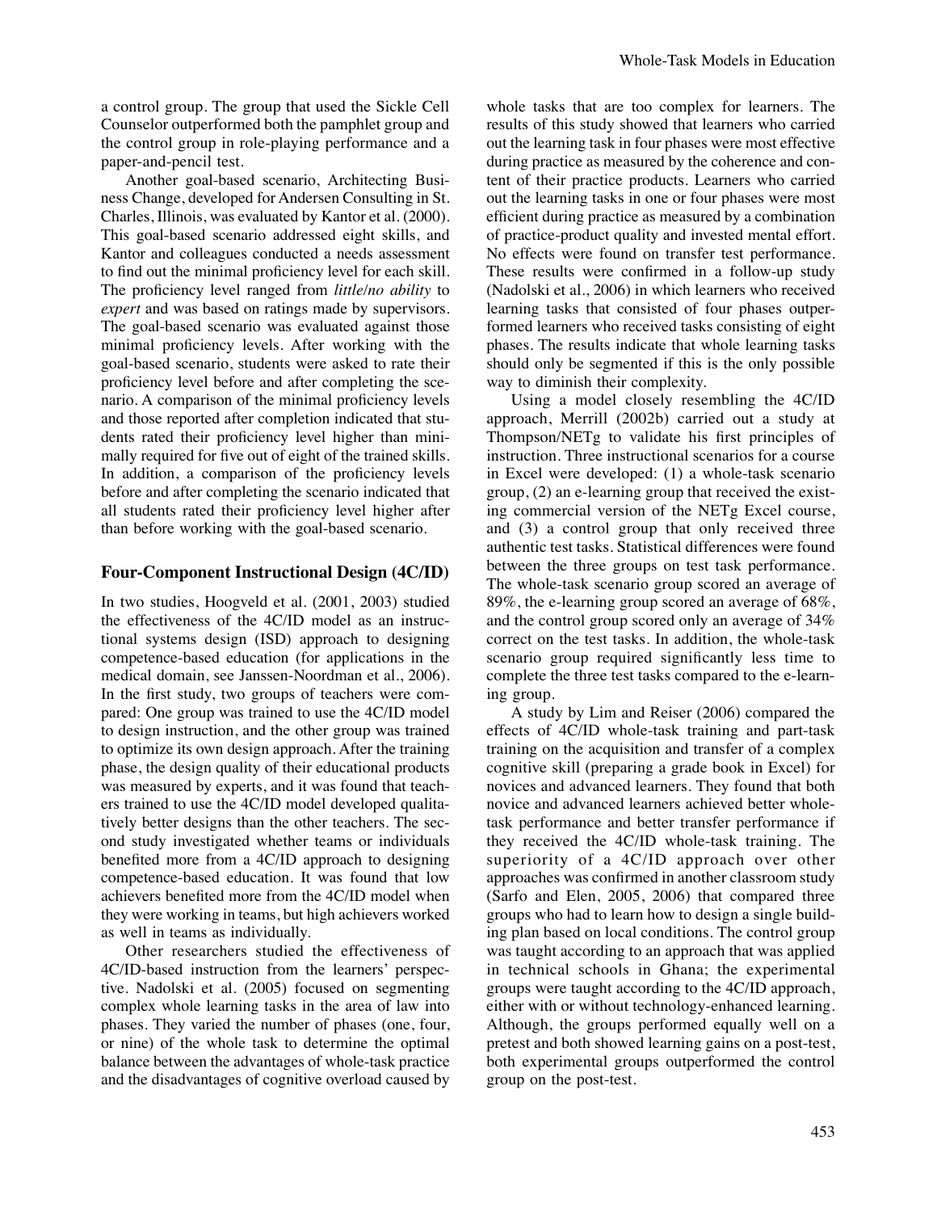a control group. The group that used the Sickle Cell Counselor outperformed both the pamphlet group and the control group in role-playing performance and a paper-and-pencil test.

Another goal-based scenario, Architecting Business Change, developed for Andersen Consulting in St. Charles, Illinois, was evaluated by Kantor et al. (2000). This goal-based scenario addressed eight skills, and Kantor and colleagues conducted a needs assessment to find out the minimal proficiency level for each skill. The proficiency level ranged from *little/no ability* to *expert* and was based on ratings made by supervisors. The goal-based scenario was evaluated against those minimal proficiency levels. After working with the goal-based scenario, students were asked to rate their proficiency level before and after completing the scenario. A comparison of the minimal proficiency levels and those reported after completion indicated that students rated their proficiency level higher than minimally required for five out of eight of the trained skills. In addition, a comparison of the proficiency levels before and after completing the scenario indicated that all students rated their proficiency level higher after than before working with the goal-based scenario.

### Four-Component Instructional Design (4C/ID)

In two studies, Hoogveld et al. (2001, 2003) studied the effectiveness of the 4C/ID model as an instructional systems design (ISD) approach to designing competence-based education (for applications in the medical domain, see Janssen-Noordman et al., 2006). In the first study, two groups of teachers were compared: One group was trained to use the 4C/ID model to design instruction, and the other group was trained to optimize its own design approach. After the training phase, the design quality of their educational products was measured by experts, and it was found that teachers trained to use the 4C/ID model developed qualitatively better designs than the other teachers. The second study investigated whether teams or individuals benefited more from a 4C/ID approach to designing competence-based education. It was found that low achievers benefited more from the 4C/ID model when they were working in teams, but high achievers worked as well in teams as individually.

Other researchers studied the effectiveness of 4C/ID-based instruction from the learners' perspective. Nadolski et al. (2005) focused on segmenting complex whole learning tasks in the area of law into phases. They varied the number of phases (one, four, or nine) of the whole task to determine the optimal balance between the advantages of whole-task practice and the disadvantages of cognitive overload caused by whole tasks that are too complex for learners. The results of this study showed that learners who carried out the learning task in four phases were most effective during practice as measured by the coherence and content of their practice products. Learners who carried out the learning tasks in one or four phases were most efficient during practice as measured by a combination of practice-product quality and invested mental effort. No effects were found on transfer test performance. These results were confirmed in a follow-up study (Nadolski et al., 2006) in which learners who received learning tasks that consisted of four phases outperformed learners who received tasks consisting of eight phases. The results indicate that whole learning tasks should only be segmented if this is the only possible way to diminish their complexity.

Using a model closely resembling the 4C/ID approach, Merrill (2002b) carried out a study at Thompson/NETg to validate his first principles of instruction. Three instructional scenarios for a course in Excel were developed: (1) a whole-task scenario group, (2) an e-learning group that received the existing commercial version of the NETg Excel course, and (3) a control group that only received three authentic test tasks. Statistical differences were found between the three groups on test task performance. The whole-task scenario group scored an average of 89%, the e-learning group scored an average of 68%, and the control group scored only an average of 34% correct on the test tasks. In addition, the whole-task scenario group required significantly less time to complete the three test tasks compared to the e-learning group.

A study by Lim and Reiser (2006) compared the effects of 4C/ID whole-task training and part-task training on the acquisition and transfer of a complex cognitive skill (preparing a grade book in Excel) for novices and advanced learners. They found that both novice and advanced learners achieved better whole-task performance and better transfer performance if they received the 4C/ID whole-task training. The superiority of a 4C/ID approach over other approaches was confirmed in another classroom study (Sarfo and Elen, 2005, 2006) that compared three groups who had to learn how to design a single building plan based on local conditions. The control group was taught according to an approach that was applied in technical schools in Ghana; the experimental groups were taught according to the 4C/ID approach, either with or without technology-enhanced learning. Although, the groups performed equally well on a pretest and both showed learning gains on a post-test, both experimental groups outperformed the control group on the post-test.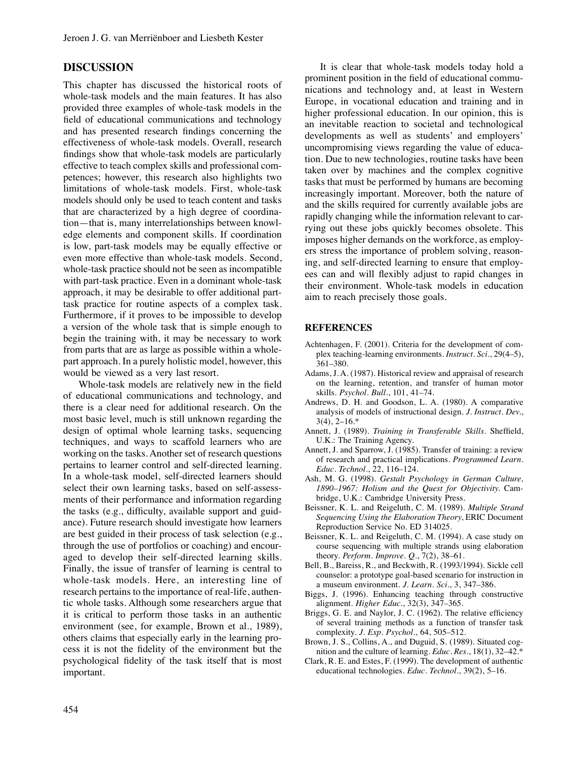## DISCUSSION

This chapter has discussed the historical roots of whole-task models and the main features. It has also provided three examples of whole-task models in the field of educational communications and technology and has presented research findings concerning the effectiveness of whole-task models. Overall, research findings show that whole-task models are particularly effective to teach complex skills and professional competences; however, this research also highlights two limitations of whole-task models. First, whole-task models should only be used to teach content and tasks that are characterized by a high degree of coordination—that is, many interrelationships between knowledge elements and component skills. If coordination is low, part-task models may be equally effective or even more effective than whole-task models. Second, whole-task practice should not be seen as incompatible with part-task practice. Even in a dominant whole-task approach, it may be desirable to offer additional part-task practice for routine aspects of a complex task. Furthermore, if it proves to be impossible to develop a version of the whole task that is simple enough to begin the training with, it may be necessary to work from parts that are as large as possible within a whole-part approach. In a purely holistic model, however, this would be viewed as a very last resort.

Whole-task models are relatively new in the field of educational communications and technology, and there is a clear need for additional research. On the most basic level, much is still unknown regarding the design of optimal whole learning tasks, sequencing techniques, and ways to scaffold learners who are working on the tasks. Another set of research questions pertains to learner control and self-directed learning. In a whole-task model, self-directed learners should select their own learning tasks, based on self-assessments of their performance and information regarding the tasks (e.g., difficulty, available support and guidance). Future research should investigate how learners are best guided in their process of task selection (e.g., through the use of portfolios or coaching) and encouraged to develop their self-directed learning skills. Finally, the issue of transfer of learning is central to whole-task models. Here, an interesting line of research pertains to the importance of real-life, authentic whole tasks. Although some researchers argue that it is critical to perform those tasks in an authentic environment (see, for example, Brown et al., 1989), others claims that especially early in the learning process it is not the fidelity of the environment but the psychological fidelity of the task itself that is most important.

It is clear that whole-task models today hold a prominent position in the field of educational communications and technology and, at least in Western Europe, in vocational education and training and in higher professional education. In our opinion, this is an inevitable reaction to societal and technological developments as well as students' and employers' uncompromising views regarding the value of education. Due to new technologies, routine tasks have been taken over by machines and the complex cognitive tasks that must be performed by humans are becoming increasingly important. Moreover, both the nature of and the skills required for currently available jobs are rapidly changing while the information relevant to carrying out these jobs quickly becomes obsolete. This imposes higher demands on the workforce, as employers stress the importance of problem solving, reasoning, and self-directed learning to ensure that employees can and will flexibly adjust to rapid changes in their environment. Whole-task models in education aim to reach precisely those goals.

## REFERENCES

Achtenhagen, F. (2001). Criteria for the development of complex teaching-learning environments. *Instruct. Sci*., 29(4–5), 361–380.

Adams, J. A. (1987). Historical review and appraisal of research on the learning, retention, and transfer of human motor skills. *Psychol. Bull*., 101, 41–74.

Andrews, D. H. and Goodson, L. A. (1980). A comparative analysis of models of instructional design. *J. Instruct. Dev*., 3(4), 2–16.*

Annett, J. (1989). *Training in Transferable Skills*. Sheffield, U.K.: The Training Agency.

Annett, J. and Sparrow, J. (1985). Transfer of training: a review of research and practical implications. *Programmed Learn. Educ. Technol*., 22, 116–124.

Ash, M. G. (1998). *Gestalt Psychology in German Culture, 1890–1967: Holism and the Quest for Objectivity*. Cambridge, U.K.: Cambridge University Press.

Beissner, K. L. and Reigeluth, C. M. (1989). *Multiple Strand Sequencing Using the Elaboration Theory*, ERIC Document Reproduction Service No. ED 314025.

Beissner, K. L. and Reigeluth, C. M. (1994). A case study on course sequencing with multiple strands using elaboration theory. *Perform. Improve. Q*., 7(2), 38–61.

Bell, B., Bareiss, R., and Beckwith, R. (1993/1994). Sickle cell counselor: a prototype goal-based scenario for instruction in a museum environment. *J. Learn. Sci*., 3, 347–386.

Biggs, J. (1996). Enhancing teaching through constructive alignment. *Higher Educ*., 32(3), 347–365.

Briggs, G. E. and Naylor, J. C. (1962). The relative efficiency of several training methods as a function of transfer task complexity. *J. Exp. Psychol*., 64, 505–512.

Brown, J. S., Collins, A., and Duguid, S. (1989). Situated cognition and the culture of learning. *Educ. Res*., 18(1), 32–42.*

Clark, R. E. and Estes, F. (1999). The development of authentic educational technologies. *Educ. Technol*., 39(2), 5–16.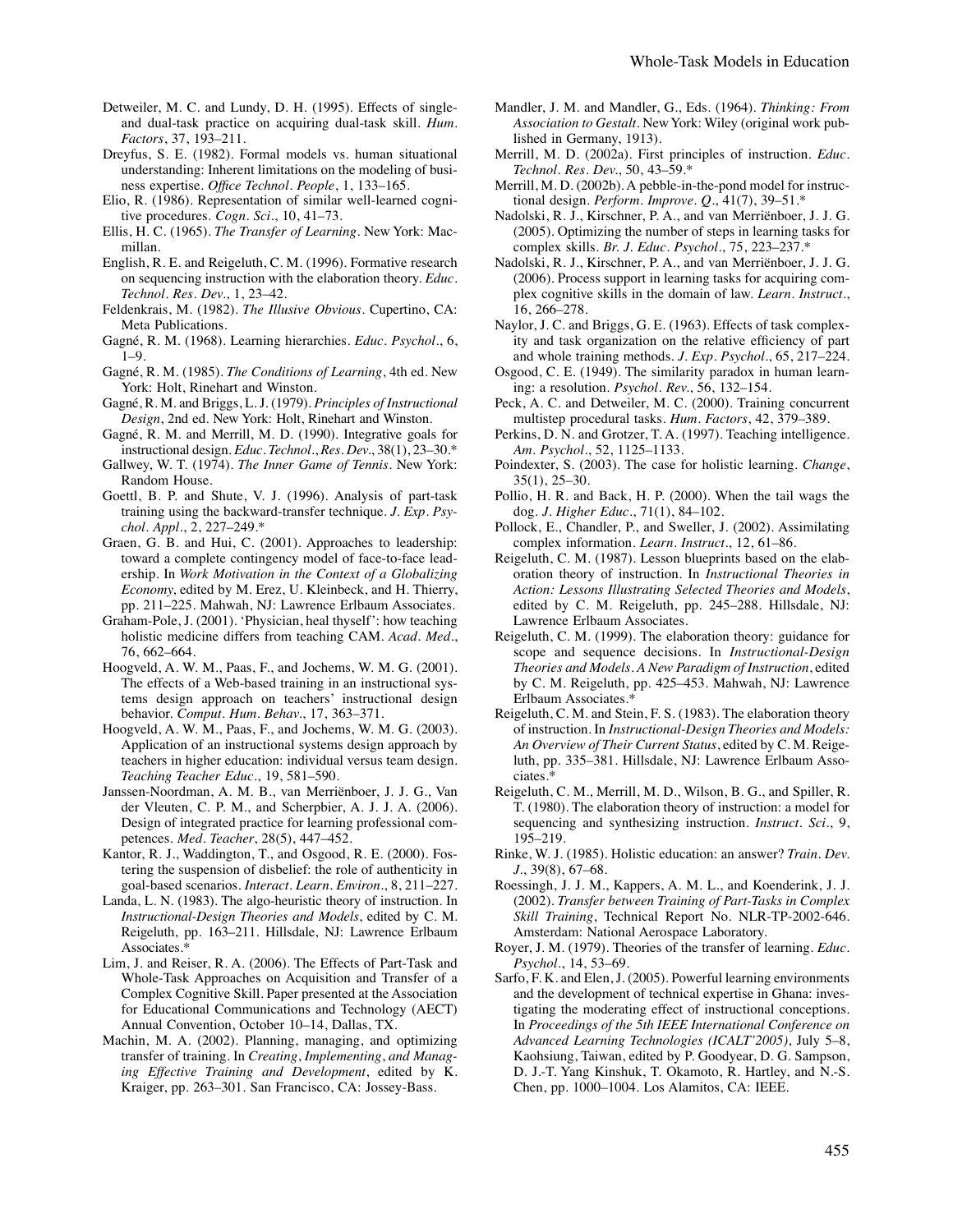Detweiler, M. C. and Lundy, D. H. (1995). Effects of single- and dual-task practice on acquiring dual-task skill. *Hum. Factors*, 37, 193–211.

Dreyfus, S. E. (1982). Formal models vs. human situational understanding: Inherent limitations on the modeling of business expertise. *Office Technol. People*, 1, 133–165.

Elio, R. (1986). Representation of similar well-learned cognitive procedures. *Cogn. Sci.*, 10, 41–73.

Ellis, H. C. (1965). *The Transfer of Learning*. New York: Macmillan.

English, R. E. and Reigeluth, C. M. (1996). Formative research on sequencing instruction with the elaboration theory. *Educ. Technol. Res. Dev.*, 1, 23–42.

Feldenkrais, M. (1982). *The Illusive Obvious*. Cupertino, CA: Meta Publications.

Gagné, R. M. (1968). Learning hierarchies. *Educ. Psychol.*, 6, 1–9.

Gagné, R. M. (1985). *The Conditions of Learning*, 4th ed. New York: Holt, Rinehart and Winston.

Gagné, R. M. and Briggs, L. J. (1979). *Principles of Instructional Design*, 2nd ed. New York: Holt, Rinehart and Winston.

Gagné, R. M. and Merrill, M. D. (1990). Integrative goals for instructional design. *Educ. Technol., Res. Dev.*, 38(1), 23–30.*

Gallwey, W. T. (1974). *The Inner Game of Tennis*. New York: Random House.

Goettl, B. P. and Shute, V. J. (1996). Analysis of part-task training using the backward-transfer technique. *J. Exp. Psychol. Appl.*, 2, 227–249.*

Graen, G. B. and Hui, C. (2001). Approaches to leadership: toward a complete contingency model of face-to-face leadership. In *Work Motivation in the Context of a Globalizing Economy*, edited by M. Erez, U. Kleinbeck, and H. Thierry, pp. 211–225. Mahwah, NJ: Lawrence Erlbaum Associates.

Graham-Pole, J. (2001). 'Physician, heal thyself': how teaching holistic medicine differs from teaching CAM. *Acad. Med.*, 76, 662–664.

Hoogveld, A. W. M., Paas, F., and Jochems, W. M. G. (2001). The effects of a Web-based training in an instructional systems design approach on teachers' instructional design behavior. *Comput. Hum. Behav.*, 17, 363–371.

Hoogveld, A. W. M., Paas, F., and Jochems, W. M. G. (2003). Application of an instructional systems design approach by teachers in higher education: individual versus team design. *Teaching Teacher Educ.*, 19, 581–590.

Janssen-Noordman, A. M. B., van Merriënboer, J. J. G., Van der Vleuten, C. P. M., and Scherpbier, A. J. J. A. (2006). Design of integrated practice for learning professional competences. *Med. Teacher*, 28(5), 447–452.

Kantor, R. J., Waddington, T., and Osgood, R. E. (2000). Fostering the suspension of disbelief: the role of authenticity in goal-based scenarios. *Interact. Learn. Environ.*, 8, 211–227.

Landa, L. N. (1983). The algo-heuristic theory of instruction. In *Instructional-Design Theories and Models*, edited by C. M. Reigeluth, pp. 163–211. Hillsdale, NJ: Lawrence Erlbaum Associates.*

Lim, J. and Reiser, R. A. (2006). The Effects of Part-Task and Whole-Task Approaches on Acquisition and Transfer of a Complex Cognitive Skill. Paper presented at the Association for Educational Communications and Technology (AECT) Annual Convention, October 10–14, Dallas, TX.

Machin, M. A. (2002). Planning, managing, and optimizing transfer of training. In *Creating, Implementing, and Managing Effective Training and Development*, edited by K. Kraiger, pp. 263–301. San Francisco, CA: Jossey-Bass.

Mandler, J. M. and Mandler, G., Eds. (1964). *Thinking: From Association to Gestalt*. New York: Wiley (original work published in Germany, 1913).

Merrill, M. D. (2002a). First principles of instruction. *Educ. Technol. Res. Dev.*, 50, 43–59.*

Merrill, M. D. (2002b). A pebble-in-the-pond model for instructional design. *Perform. Improve. Q.*, 41(7), 39–51.*

Nadolski, R. J., Kirschner, P. A., and van Merriënboer, J. J. G. (2005). Optimizing the number of steps in learning tasks for complex skills. *Br. J. Educ. Psychol.*, 75, 223–237.*

Nadolski, R. J., Kirschner, P. A., and van Merriënboer, J. J. G. (2006). Process support in learning tasks for acquiring complex cognitive skills in the domain of law. *Learn. Instruct.*, 16, 266–278.

Naylor, J. C. and Briggs, G. E. (1963). Effects of task complexity and task organization on the relative efficiency of part and whole training methods. *J. Exp. Psychol.*, 65, 217–224.

Osgood, C. E. (1949). The similarity paradox in human learning: a resolution. *Psychol. Rev.*, 56, 132–154.

Peck, A. C. and Detweiler, M. C. (2000). Training concurrent multistep procedural tasks. *Hum. Factors*, 42, 379–389.

Perkins, D. N. and Grotzer, T. A. (1997). Teaching intelligence. *Am. Psychol.*, 52, 1125–1133.

Poindexter, S. (2003). The case for holistic learning. *Change*, 35(1), 25–30.

Pollio, H. R. and Back, H. P. (2000). When the tail wags the dog. *J. Higher Educ.*, 71(1), 84–102.

Pollock, E., Chandler, P., and Sweller, J. (2002). Assimilating complex information. *Learn. Instruct.*, 12, 61–86.

Reigeluth, C. M. (1987). Lesson blueprints based on the elaboration theory of instruction. In *Instructional Theories in Action: Lessons Illustrating Selected Theories and Models*, edited by C. M. Reigeluth, pp. 245–288. Hillsdale, NJ: Lawrence Erlbaum Associates.

Reigeluth, C. M. (1999). The elaboration theory: guidance for scope and sequence decisions. In *Instructional-Design Theories and Models. A New Paradigm of Instruction*, edited by C. M. Reigeluth, pp. 425–453. Mahwah, NJ: Lawrence Erlbaum Associates.*

Reigeluth, C. M. and Stein, F. S. (1983). The elaboration theory of instruction. In *Instructional-Design Theories and Models: An Overview of Their Current Status*, edited by C. M. Reigeluth, pp. 335–381. Hillsdale, NJ: Lawrence Erlbaum Associates.*

Reigeluth, C. M., Merrill, M. D., Wilson, B. G., and Spiller, R. T. (1980). The elaboration theory of instruction: a model for sequencing and synthesizing instruction. *Instruct. Sci.*, 9, 195–219.

Rinke, W. J. (1985). Holistic education: an answer? *Train. Dev. J.*, 39(8), 67–68.

Roessingh, J. J. M., Kappers, A. M. L., and Koenderink, J. J. (2002). *Transfer between Training of Part-Tasks in Complex Skill Training*, Technical Report No. NLR-TP-2002-646. Amsterdam: National Aerospace Laboratory.

Royer, J. M. (1979). Theories of the transfer of learning. *Educ. Psychol.*, 14, 53–69.

Sarfo, F. K. and Elen, J. (2005). Powerful learning environments and the development of technical expertise in Ghana: investigating the moderating effect of instructional conceptions. In *Proceedings of the 5th IEEE International Conference on Advanced Learning Technologies (ICALT'2005)*, July 5–8, Kaohsiung, Taiwan, edited by P. Goodyear, D. G. Sampson, D. J.-T. Yang Kinshuk, T. Okamoto, R. Hartley, and N.-S. Chen, pp. 1000–1004. Los Alamitos, CA: IEEE.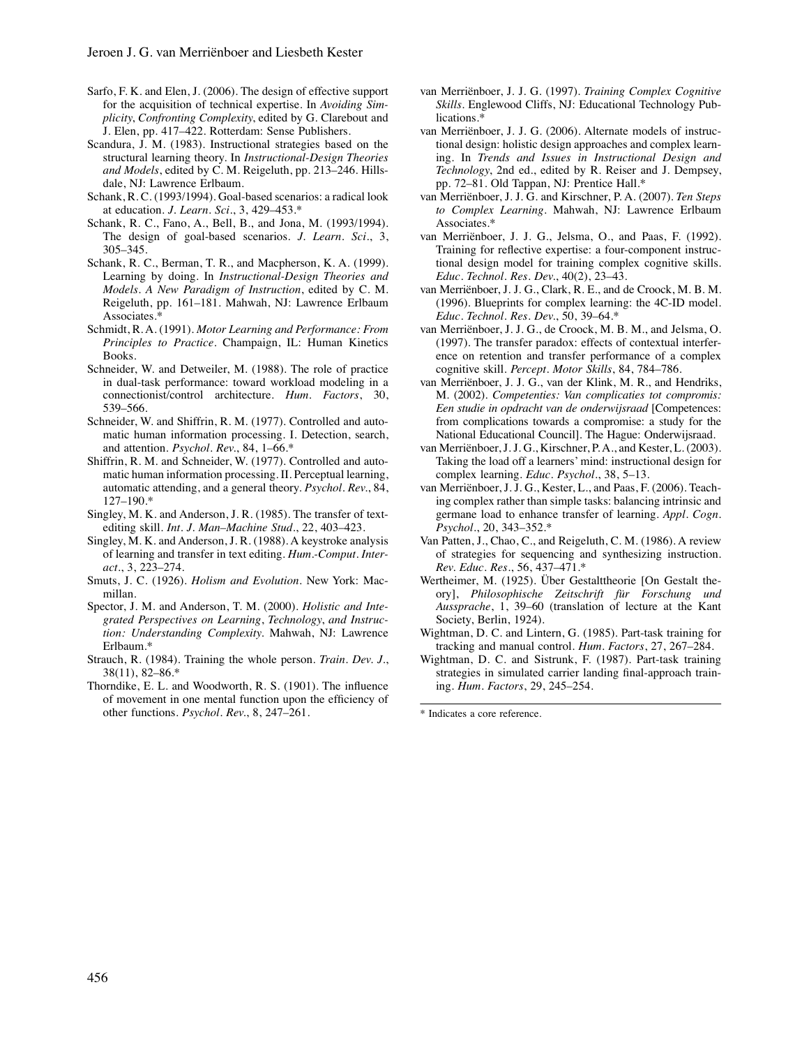Sarfo, F. K. and Elen, J. (2006). The design of effective support for the acquisition of technical expertise. In *Avoiding Simplicity, Confronting Complexity*, edited by G. Clarebout and J. Elen, pp. 417–422. Rotterdam: Sense Publishers.

Scandura, J. M. (1983). Instructional strategies based on the structural learning theory. In *Instructional-Design Theories and Models*, edited by C. M. Reigeluth, pp. 213–246. Hillsdale, NJ: Lawrence Erlbaum.

Schank, R. C. (1993/1994). Goal-based scenarios: a radical look at education. *J. Learn. Sci.*, 3, 429–453.*

Schank, R. C., Fano, A., Bell, B., and Jona, M. (1993/1994). The design of goal-based scenarios. *J. Learn. Sci.*, 3, 305–345.

Schank, R. C., Berman, T. R., and Macpherson, K. A. (1999). Learning by doing. In *Instructional-Design Theories and Models. A New Paradigm of Instruction*, edited by C. M. Reigeluth, pp. 161–181. Mahwah, NJ: Lawrence Erlbaum Associates.*

Schmidt, R. A. (1991). *Motor Learning and Performance: From Principles to Practice*. Champaign, IL: Human Kinetics Books.

Schneider, W. and Detweiler, M. (1988). The role of practice in dual-task performance: toward workload modeling in a connectionist/control architecture. *Hum. Factors*, 30, 539–566.

Schneider, W. and Shiffrin, R. M. (1977). Controlled and automatic human information processing. I. Detection, search, and attention. *Psychol. Rev.*, 84, 1–66.*

Shiffrin, R. M. and Schneider, W. (1977). Controlled and automatic human information processing. II. Perceptual learning, automatic attending, and a general theory. *Psychol. Rev.*, 84, 127–190.*

Singley, M. K. and Anderson, J. R. (1985). The transfer of text-editing skill. *Int. J. Man–Machine Stud.*, 22, 403–423.

Singley, M. K. and Anderson, J. R. (1988). A keystroke analysis of learning and transfer in text editing. *Hum.-Comput. Interact.*, 3, 223–274.

Smuts, J. C. (1926). *Holism and Evolution*. New York: Macmillan.

Spector, J. M. and Anderson, T. M. (2000). *Holistic and Integrated Perspectives on Learning, Technology, and Instruction: Understanding Complexity*. Mahwah, NJ: Lawrence Erlbaum.*

Strauch, R. (1984). Training the whole person. *Train. Dev. J.*, 38(11), 82–86.*

Thorndike, E. L. and Woodworth, R. S. (1901). The influence of movement in one mental function upon the efficiency of other functions. *Psychol. Rev.*, 8, 247–261.

van Merriënboer, J. J. G. (1997). *Training Complex Cognitive Skills*. Englewood Cliffs, NJ: Educational Technology Publications.*

van Merriënboer, J. J. G. (2006). Alternate models of instructional design: holistic design approaches and complex learning. In *Trends and Issues in Instructional Design and Technology*, 2nd ed., edited by R. Reiser and J. Dempsey, pp. 72–81. Old Tappan, NJ: Prentice Hall.*

van Merriënboer, J. J. G. and Kirschner, P. A. (2007). *Ten Steps to Complex Learning*. Mahwah, NJ: Lawrence Erlbaum Associates.*

van Merriënboer, J. J. G., Jelsma, O., and Paas, F. (1992). Training for reflective expertise: a four-component instructional design model for training complex cognitive skills. *Educ. Technol. Res. Dev.*, 40(2), 23–43.

van Merriënboer, J. J. G., Clark, R. E., and de Croock, M. B. M. (1996). Blueprints for complex learning: the 4C-ID model. *Educ. Technol. Res. Dev.*, 50, 39–64.*

van Merriënboer, J. J. G., de Croock, M. B. M., and Jelsma, O. (1997). The transfer paradox: effects of contextual interference on retention and transfer performance of a complex cognitive skill. *Percept. Motor Skills*, 84, 784–786.

van Merriënboer, J. J. G., van der Klink, M. R., and Hendriks, M. (2002). *Competenties: Van complicaties tot compromis: Een studie in opdracht van de onderwijsraad* [Competences: from complications towards a compromise: a study for the National Educational Council]. The Hague: Onderwijsraad.

van Merriënboer, J. J. G., Kirschner, P. A., and Kester, L. (2003). Taking the load off a learners' mind: instructional design for complex learning. *Educ. Psychol.*, 38, 5–13.

van Merriënboer, J. J. G., Kester, L., and Paas, F. (2006). Teaching complex rather than simple tasks: balancing intrinsic and germane load to enhance transfer of learning. *Appl. Cogn. Psychol.*, 20, 343–352.*

Van Patten, J., Chao, C., and Reigeluth, C. M. (1986). A review of strategies for sequencing and synthesizing instruction. *Rev. Educ. Res.*, 56, 437–471.*

Wertheimer, M. (1925). Über Gestalttheorie [On Gestalt theory], *Philosophische Zeitschrift für Forschung und Aussprache*, 1, 39–60 (translation of lecture at the Kant Society, Berlin, 1924).

Wightman, D. C. and Lintern, G. (1985). Part-task training for tracking and manual control. *Hum. Factors*, 27, 267–284.

Wightman, D. C. and Sistrunk, F. (1987). Part-task training strategies in simulated carrier landing final-approach training. *Hum. Factors*, 29, 245–254.

---

* Indicates a core reference.